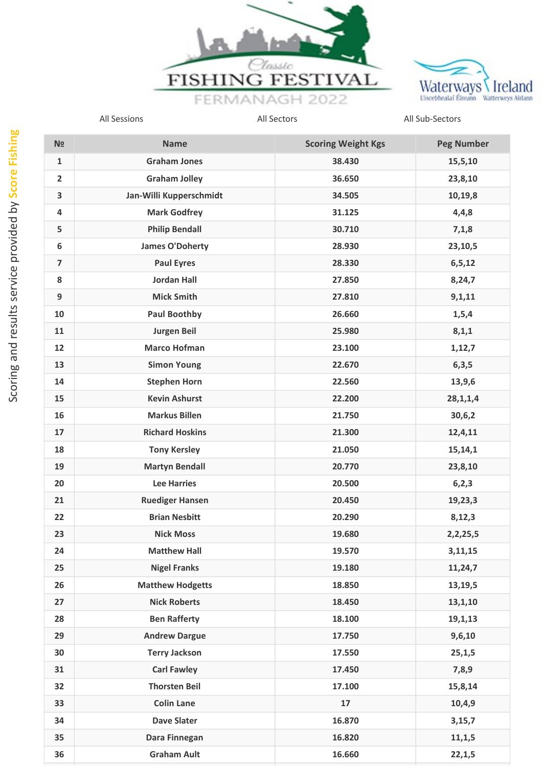Classic FISHING FESTIVAL FERMANAGH 2022

Waterways Ireland

All Sessions | All Sectors | All Sub-Sectors

Scoring and results service provided by Score Fishing

| № | Name | Scoring Weight Kgs | Peg Number |
|---|---|---|---|
| 1 | Graham Jones | 38.430 | 15,5,10 |
| 2 | Graham Jolley | 36.650 | 23,8,10 |
| 3 | Jan-Willi Kupperschmidt | 34.505 | 10,19,8 |
| 4 | Mark Godfrey | 31.125 | 4,4,8 |
| 5 | Philip Bendall | 30.710 | 7,1,8 |
| 6 | James O'Doherty | 28.930 | 23,10,5 |
| 7 | Paul Eyres | 28.330 | 6,5,12 |
| 8 | Jordan Hall | 27.850 | 8,24,7 |
| 9 | Mick Smith | 27.810 | 9,1,11 |
| 10 | Paul Boothby | 26.660 | 1,5,4 |
| 11 | Jurgen Beil | 25.980 | 8,1,1 |
| 12 | Marco Hofman | 23.100 | 1,12,7 |
| 13 | Simon Young | 22.670 | 6,3,5 |
| 14 | Stephen Horn | 22.560 | 13,9,6 |
| 15 | Kevin Ashurst | 22.200 | 28,1,1,4 |
| 16 | Markus Billen | 21.750 | 30,6,2 |
| 17 | Richard Hoskins | 21.300 | 12,4,11 |
| 18 | Tony Kersley | 21.050 | 15,14,1 |
| 19 | Martyn Bendall | 20.770 | 23,8,10 |
| 20 | Lee Harries | 20.500 | 6,2,3 |
| 21 | Ruediger Hansen | 20.450 | 19,23,3 |
| 22 | Brian Nesbitt | 20.290 | 8,12,3 |
| 23 | Nick Moss | 19.680 | 2,2,25,5 |
| 24 | Matthew Hall | 19.570 | 3,11,15 |
| 25 | Nigel Franks | 19.180 | 11,24,7 |
| 26 | Matthew Hodgetts | 18.850 | 13,19,5 |
| 27 | Nick Roberts | 18.450 | 13,1,10 |
| 28 | Ben Rafferty | 18.100 | 19,1,13 |
| 29 | Andrew Dargue | 17.750 | 9,6,10 |
| 30 | Terry Jackson | 17.550 | 25,1,5 |
| 31 | Carl Fawley | 17.450 | 7,8,9 |
| 32 | Thorsten Beil | 17.100 | 15,8,14 |
| 33 | Colin Lane | 17 | 10,4,9 |
| 34 | Dave Slater | 16.870 | 3,15,7 |
| 35 | Dara Finnegan | 16.820 | 11,1,5 |
| 36 | Graham Ault | 16.660 | 22,1,5 |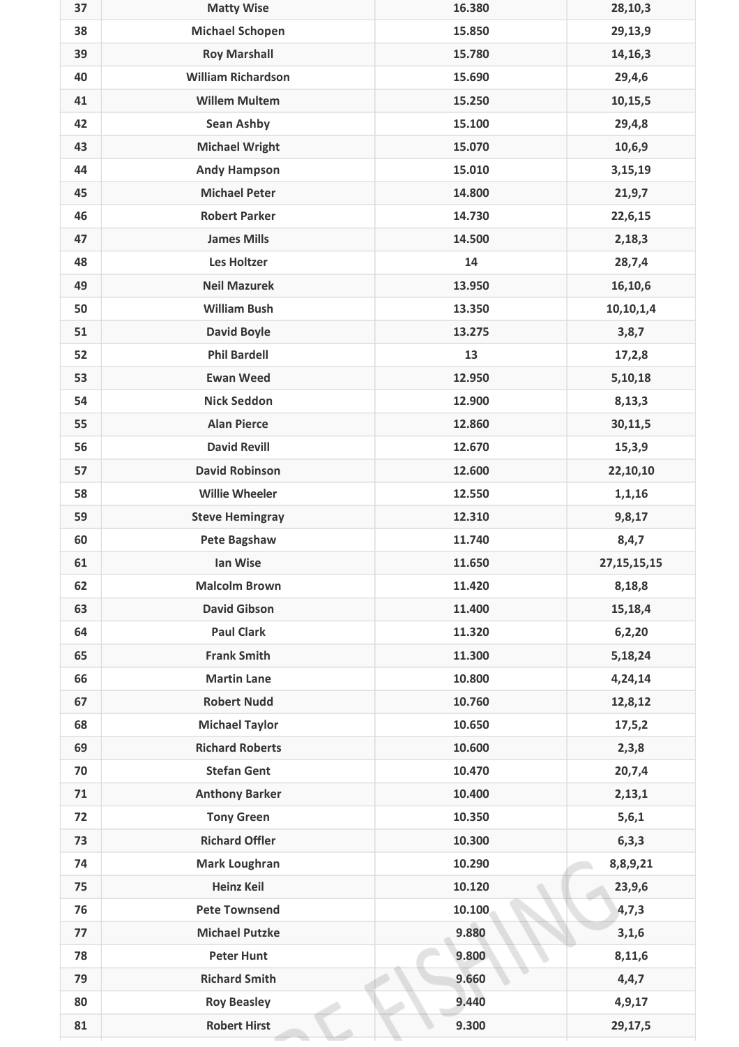| 37 | Matty Wise | 16.380 | 28,10,3 |
|---|---|---|---|
| 38 | Michael Schopen | 15.850 | 29,13,9 |
| 39 | Roy Marshall | 15.780 | 14,16,3 |
| 40 | William Richardson | 15.690 | 29,4,6 |
| 41 | Willem Multem | 15.250 | 10,15,5 |
| 42 | Sean Ashby | 15.100 | 29,4,8 |
| 43 | Michael Wright | 15.070 | 10,6,9 |
| 44 | Andy Hampson | 15.010 | 3,15,19 |
| 45 | Michael Peter | 14.800 | 21,9,7 |
| 46 | Robert Parker | 14.730 | 22,6,15 |
| 47 | James Mills | 14.500 | 2,18,3 |
| 48 | Les Holtzer | 14 | 28,7,4 |
| 49 | Neil Mazurek | 13.950 | 16,10,6 |
| 50 | William Bush | 13.350 | 10,10,1,4 |
| 51 | David Boyle | 13.275 | 3,8,7 |
| 52 | Phil Bardell | 13 | 17,2,8 |
| 53 | Ewan Weed | 12.950 | 5,10,18 |
| 54 | Nick Seddon | 12.900 | 8,13,3 |
| 55 | Alan Pierce | 12.860 | 30,11,5 |
| 56 | David Revill | 12.670 | 15,3,9 |
| 57 | David Robinson | 12.600 | 22,10,10 |
| 58 | Willie Wheeler | 12.550 | 1,1,16 |
| 59 | Steve Hemingray | 12.310 | 9,8,17 |
| 60 | Pete Bagshaw | 11.740 | 8,4,7 |
| 61 | Ian Wise | 11.650 | 27,15,15,15 |
| 62 | Malcolm Brown | 11.420 | 8,18,8 |
| 63 | David Gibson | 11.400 | 15,18,4 |
| 64 | Paul Clark | 11.320 | 6,2,20 |
| 65 | Frank Smith | 11.300 | 5,18,24 |
| 66 | Martin Lane | 10.800 | 4,24,14 |
| 67 | Robert Nudd | 10.760 | 12,8,12 |
| 68 | Michael Taylor | 10.650 | 17,5,2 |
| 69 | Richard Roberts | 10.600 | 2,3,8 |
| 70 | Stefan Gent | 10.470 | 20,7,4 |
| 71 | Anthony Barker | 10.400 | 2,13,1 |
| 72 | Tony Green | 10.350 | 5,6,1 |
| 73 | Richard Offler | 10.300 | 6,3,3 |
| 74 | Mark Loughran | 10.290 | 8,8,9,21 |
| 75 | Heinz Keil | 10.120 | 23,9,6 |
| 76 | Pete Townsend | 10.100 | 4,7,3 |
| 77 | Michael Putzke | 9.880 | 3,1,6 |
| 78 | Peter Hunt | 9.800 | 8,11,6 |
| 79 | Richard Smith | 9.660 | 4,4,7 |
| 80 | Roy Beasley | 9.440 | 4,9,17 |
| 81 | Robert Hirst | 9.300 | 29,17,5 |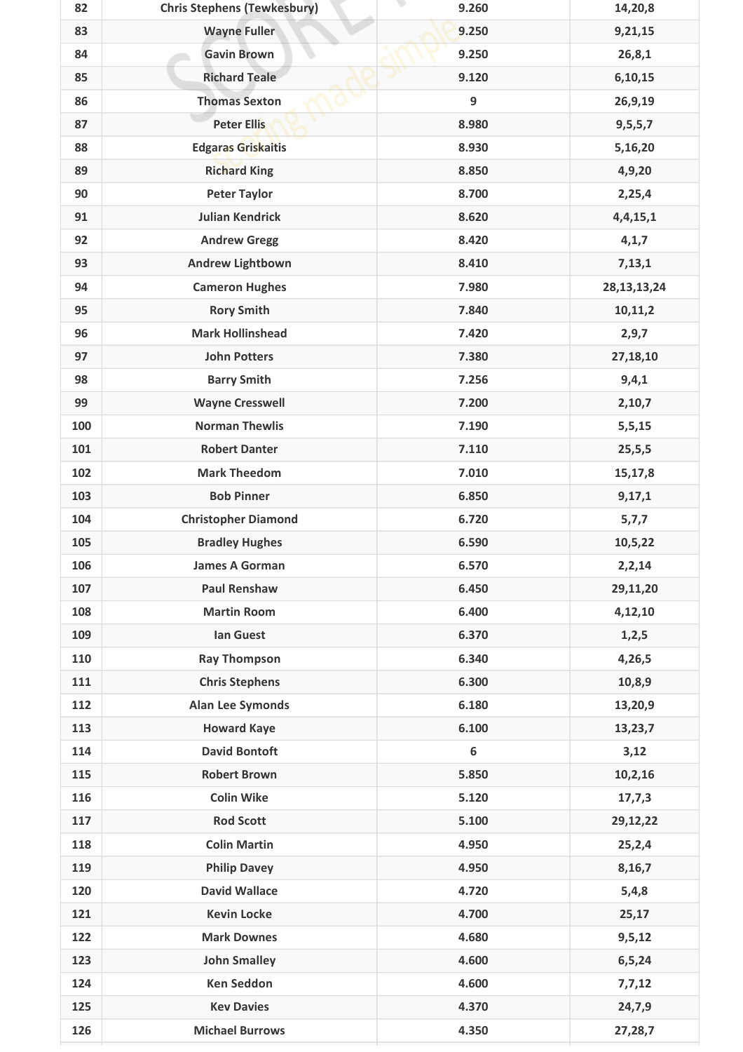| 82 | Chris Stephens (Tewkesbury) | 9.260 | 14,20,8 |
|---|---|---|---|
| 83 | Wayne Fuller | 9.250 | 9,21,15 |
| 84 | Gavin Brown | 9.250 | 26,8,1 |
| 85 | Richard Teale | 9.120 | 6,10,15 |
| 86 | Thomas Sexton | 9 | 26,9,19 |
| 87 | Peter Ellis | 8.980 | 9,5,5,7 |
| 88 | Edgaras Griskaitis | 8.930 | 5,16,20 |
| 89 | Richard King | 8.850 | 4,9,20 |
| 90 | Peter Taylor | 8.700 | 2,25,4 |
| 91 | Julian Kendrick | 8.620 | 4,4,15,1 |
| 92 | Andrew Gregg | 8.420 | 4,1,7 |
| 93 | Andrew Lightbown | 8.410 | 7,13,1 |
| 94 | Cameron Hughes | 7.980 | 28,13,13,24 |
| 95 | Rory Smith | 7.840 | 10,11,2 |
| 96 | Mark Hollinshead | 7.420 | 2,9,7 |
| 97 | John Potters | 7.380 | 27,18,10 |
| 98 | Barry Smith | 7.256 | 9,4,1 |
| 99 | Wayne Cresswell | 7.200 | 2,10,7 |
| 100 | Norman Thewlis | 7.190 | 5,5,15 |
| 101 | Robert Danter | 7.110 | 25,5,5 |
| 102 | Mark Theedom | 7.010 | 15,17,8 |
| 103 | Bob Pinner | 6.850 | 9,17,1 |
| 104 | Christopher Diamond | 6.720 | 5,7,7 |
| 105 | Bradley Hughes | 6.590 | 10,5,22 |
| 106 | James A Gorman | 6.570 | 2,2,14 |
| 107 | Paul Renshaw | 6.450 | 29,11,20 |
| 108 | Martin Room | 6.400 | 4,12,10 |
| 109 | Ian Guest | 6.370 | 1,2,5 |
| 110 | Ray Thompson | 6.340 | 4,26,5 |
| 111 | Chris Stephens | 6.300 | 10,8,9 |
| 112 | Alan Lee Symonds | 6.180 | 13,20,9 |
| 113 | Howard Kaye | 6.100 | 13,23,7 |
| 114 | David Bontoft | 6 | 3,12 |
| 115 | Robert Brown | 5.850 | 10,2,16 |
| 116 | Colin Wike | 5.120 | 17,7,3 |
| 117 | Rod Scott | 5.100 | 29,12,22 |
| 118 | Colin Martin | 4.950 | 25,2,4 |
| 119 | Philip Davey | 4.950 | 8,16,7 |
| 120 | David Wallace | 4.720 | 5,4,8 |
| 121 | Kevin Locke | 4.700 | 25,17 |
| 122 | Mark Downes | 4.680 | 9,5,12 |
| 123 | John Smalley | 4.600 | 6,5,24 |
| 124 | Ken Seddon | 4.600 | 7,7,12 |
| 125 | Kev Davies | 4.370 | 24,7,9 |
| 126 | Michael Burrows | 4.350 | 27,28,7 |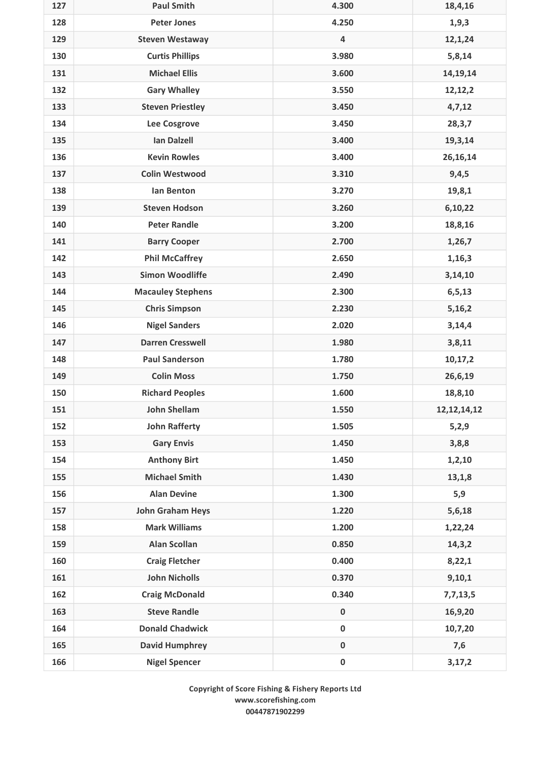| | | | |
|---|---|---|---|
| 127 | Paul Smith | 4.300 | 18,4,16 |
| 128 | Peter Jones | 4.250 | 1,9,3 |
| 129 | Steven Westaway | 4 | 12,1,24 |
| 130 | Curtis Phillips | 3.980 | 5,8,14 |
| 131 | Michael Ellis | 3.600 | 14,19,14 |
| 132 | Gary Whalley | 3.550 | 12,12,2 |
| 133 | Steven Priestley | 3.450 | 4,7,12 |
| 134 | Lee Cosgrove | 3.450 | 28,3,7 |
| 135 | Ian Dalzell | 3.400 | 19,3,14 |
| 136 | Kevin Rowles | 3.400 | 26,16,14 |
| 137 | Colin Westwood | 3.310 | 9,4,5 |
| 138 | Ian Benton | 3.270 | 19,8,1 |
| 139 | Steven Hodson | 3.260 | 6,10,22 |
| 140 | Peter Randle | 3.200 | 18,8,16 |
| 141 | Barry Cooper | 2.700 | 1,26,7 |
| 142 | Phil McCaffrey | 2.650 | 1,16,3 |
| 143 | Simon Woodliffe | 2.490 | 3,14,10 |
| 144 | Macauley Stephens | 2.300 | 6,5,13 |
| 145 | Chris Simpson | 2.230 | 5,16,2 |
| 146 | Nigel Sanders | 2.020 | 3,14,4 |
| 147 | Darren Cresswell | 1.980 | 3,8,11 |
| 148 | Paul Sanderson | 1.780 | 10,17,2 |
| 149 | Colin Moss | 1.750 | 26,6,19 |
| 150 | Richard Peoples | 1.600 | 18,8,10 |
| 151 | John Shellam | 1.550 | 12,12,14,12 |
| 152 | John Rafferty | 1.505 | 5,2,9 |
| 153 | Gary Envis | 1.450 | 3,8,8 |
| 154 | Anthony Birt | 1.450 | 1,2,10 |
| 155 | Michael Smith | 1.430 | 13,1,8 |
| 156 | Alan Devine | 1.300 | 5,9 |
| 157 | John Graham Heys | 1.220 | 5,6,18 |
| 158 | Mark Williams | 1.200 | 1,22,24 |
| 159 | Alan Scollan | 0.850 | 14,3,2 |
| 160 | Craig Fletcher | 0.400 | 8,22,1 |
| 161 | John Nicholls | 0.370 | 9,10,1 |
| 162 | Craig McDonald | 0.340 | 7,7,13,5 |
| 163 | Steve Randle | 0 | 16,9,20 |
| 164 | Donald Chadwick | 0 | 10,7,20 |
| 165 | David Humphrey | 0 | 7,6 |
| 166 | Nigel Spencer | 0 | 3,17,2 |

**Copyright of Score Fishing & Fishery Reports Ltd**
**www.scorefishing.com**
**00447871902299**